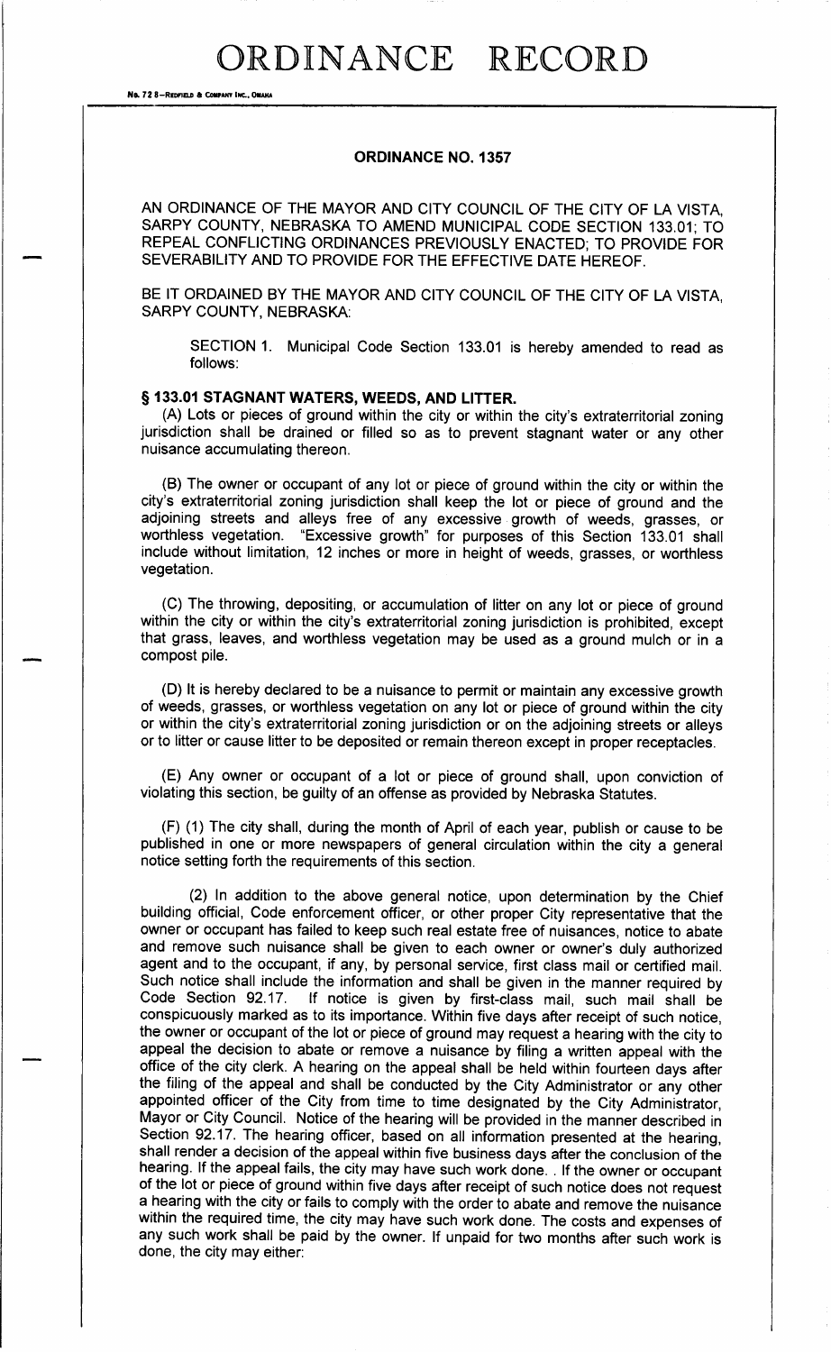# ORDINANCE RECORD

No. 72 8—REDFIELD & COMPANY INC., OMAHA

## ORDINANCE NO. 1357

AN ORDINANCE OF THE MAYOR AND CITY COUNCIL OF THE CITY OF LA VISTA, SARPY COUNTY, NEBRASKA TO AMEND MUNICIPAL CODE SECTION 133.01; TO REPEAL CONFLICTING ORDINANCES PREVIOUSLY ENACTED; TO PROVIDE FOR SEVERABILITY AND TO PROVIDE FOR THE EFFECTIVE DATE HEREOF.

BE IT ORDAINED BY THE MAYOR AND CITY COUNCIL OF THE CITY OF LA VISTA, SARPY COUNTY, NEBRASKA:

SECTION 1. Municipal Code Section 133.01 is hereby amended to read as follows:

### § 133.01 STAGNANT WATERS, WEEDS, AND LITTER.

(A) Lots or pieces of ground within the city or within the city's extraterritorial zoning jurisdiction shall be drained or filled so as to prevent stagnant water or any other nuisance accumulating thereon.

(B) The owner or occupant of any lot or piece of ground within the city or within the city's extraterritorial zoning jurisdiction shall keep the lot or piece of ground and the adjoining streets and alleys free of any excessive growth of weeds, grasses, or worthless vegetation. "Excessive growth" for purposes of this Section 133.01 shall include without limitation, 12 inches or more in height of weeds, grasses, or worthless vegetation.

(C) The throwing, depositing, or accumulation of litter on any lot or piece of ground within the city or within the city's extraterritorial zoning jurisdiction is prohibited, except that grass, leaves, and worthless vegetation may be used as a ground mulch or in a compost pile.

(D) It is hereby declared to be a nuisance to permit or maintain any excessive growth of weeds, grasses, or worthless vegetation on any lot or piece of ground within the city or within the city's extraterritorial zoning jurisdiction or on the adjoining streets or alleys or to litter or cause litter to be deposited or remain thereon except in proper receptacles.

(E) Any owner or occupant of a lot or piece of ground shall, upon conviction of violating this section, be guilty of an offense as provided by Nebraska Statutes.

(F) (1) The city shall, during the month of April of each year, publish or cause to be published in one or more newspapers of general circulation within the city a general notice setting forth the requirements of this section.

(2) In addition to the above general notice, upon determination by the Chief building official, Code enforcement officer, or other proper City representative that the owner or occupant has failed to keep such real estate free of nuisances, notice to abate and remove such nuisance shall be given to each owner or owner's duly authorized agent and to the occupant, if any, by personal service, first class mail or certified mail. Such notice shall include the information and shall be given in the manner required by Code Section 92.17. If notice is given by first-class mail, such mail shall be conspicuously marked as to its importance. Within five days after receipt of such notice, the owner or occupant of the lot or piece of ground may request a hearing with the city to appeal the decision to abate or remove a nuisance by filing a written appeal with the office of the city clerk. A hearing on the appeal shall be held within fourteen days after the filing of the appeal and shall be conducted by the City Administrator or any other appointed officer of the City from time to time designated by the City Administrator, Mayor or City Council. Notice of the hearing will be provided in the manner described in Section 92.17. The hearing officer, based on all information presented at the hearing, shall render a decision of the appeal within five business days after the conclusion of the hearing. If the appeal fails, the city may have such work done. . If the owner or occupant of the lot or piece of ground within five days after receipt of such notice does not request a hearing with the city or fails to comply with the order to abate and remove the nuisance within the required time, the city may have such work done. The costs and expenses of any such work shall be paid by the owner. If unpaid for two months after such work is done, the city may either: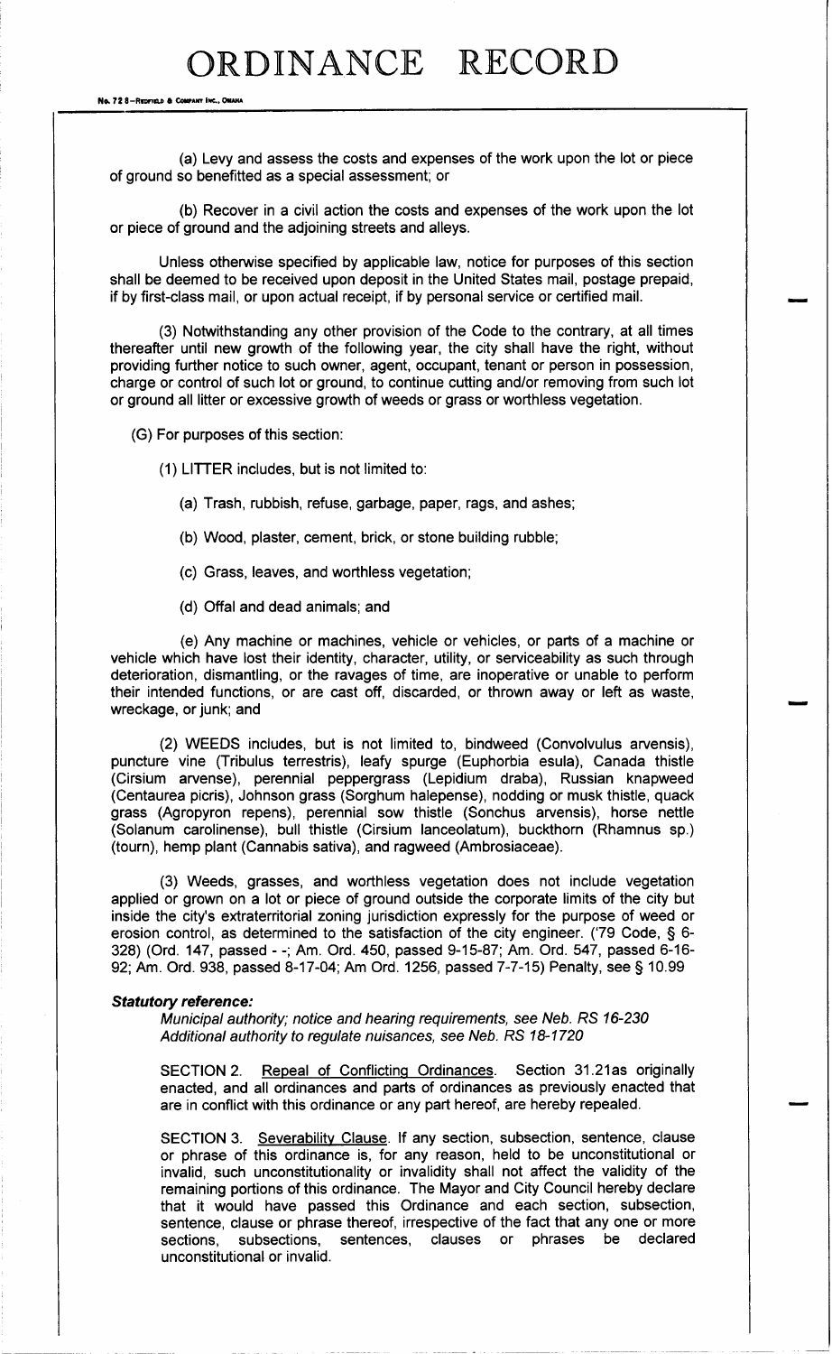(a) Levy and assess the costs and expenses of the work upon the lot or piece of ground so benefitted as a special assessment; or

(b) Recover in a civil action the costs and expenses of the work upon the lot or piece of ground and the adjoining streets and alleys.

Unless otherwise specified by applicable law, notice for purposes of this section shall be deemed to be received upon deposit in the United States mail, postage prepaid, if by first-class mail, or upon actual receipt, if by personal service or certified mail.

(3) Notwithstanding any other provision of the Code to the contrary, at all times thereafter until new growth of the following year, the city shall have the right, without providing further notice to such owner, agent, occupant, tenant or person in possession, charge or control of such lot or ground, to continue cutting and/or removing from such lot or ground all litter or excessive growth of weeds or grass or worthless vegetation.

(G) For purposes of this section:

(1) LITTER includes, but is not limited to:

(a) Trash, rubbish, refuse, garbage, paper, rags, and ashes;

(b) Wood, plaster, cement, brick, or stone building rubble;

(c) Grass, leaves, and worthless vegetation;

(d) Offal and dead animals; and

(e) Any machine or machines, vehicle or vehicles, or parts of a machine or vehicle which have lost their identity, character, utility, or serviceability as such through deterioration, dismantling, or the ravages of time, are inoperative or unable to perform their intended functions, or are cast off, discarded, or thrown away or left as waste, wreckage, or junk; and

(2) WEEDS includes, but is not limited to, bindweed (Convolvulus arvensis), puncture vine (Tribulus terrestris), leafy spurge (Euphorbia esula), Canada thistle (Cirsium arvense), perennial peppergrass (Lepidium draba), Russian knapweed (Centaurea picris), Johnson grass (Sorghum halepense), nodding or musk thistle, quack grass (Agropyron repens), perennial sow thistle (Sonchus arvensis), horse nettle (Solanum carolinense), bull thistle (Cirsium lanceolatum), buckthorn (Rhamnus sp.) (tourn), hemp plant (Cannabis sativa), and ragweed (Ambrosiaceae).

(3) Weeds, grasses, and worthless vegetation does not include vegetation applied or grown on a lot or piece of ground outside the corporate limits of the city but inside the city's extraterritorial zoning jurisdiction expressly for the purpose of weed or erosion control, as determined to the satisfaction of the city engineer. ('79 Code, § 6-328) (Ord. 147, passed - -; Am. Ord. 450, passed 9-15-87; Am. Ord. 547, passed 6-16-92; Am. Ord. 938, passed 8-17-04; Am Ord. 1256, passed 7-7-15) Penalty, see § 10.99

***Statutory reference:***

*Municipal authority; notice and hearing requirements, see Neb. RS 16-230*
*Additional authority to regulate nuisances, see Neb. RS 18-1720*

SECTION 2. Repeal of Conflicting Ordinances. Section 31.21as originally enacted, and all ordinances and parts of ordinances as previously enacted that are in conflict with this ordinance or any part hereof, are hereby repealed.

SECTION 3. Severability Clause. If any section, subsection, sentence, clause or phrase of this ordinance is, for any reason, held to be unconstitutional or invalid, such unconstitutionality or invalidity shall not affect the validity of the remaining portions of this ordinance. The Mayor and City Council hereby declare that it would have passed this Ordinance and each section, subsection, sentence, clause or phrase thereof, irrespective of the fact that any one or more sections, subsections, sentences, clauses or phrases be declared unconstitutional or invalid.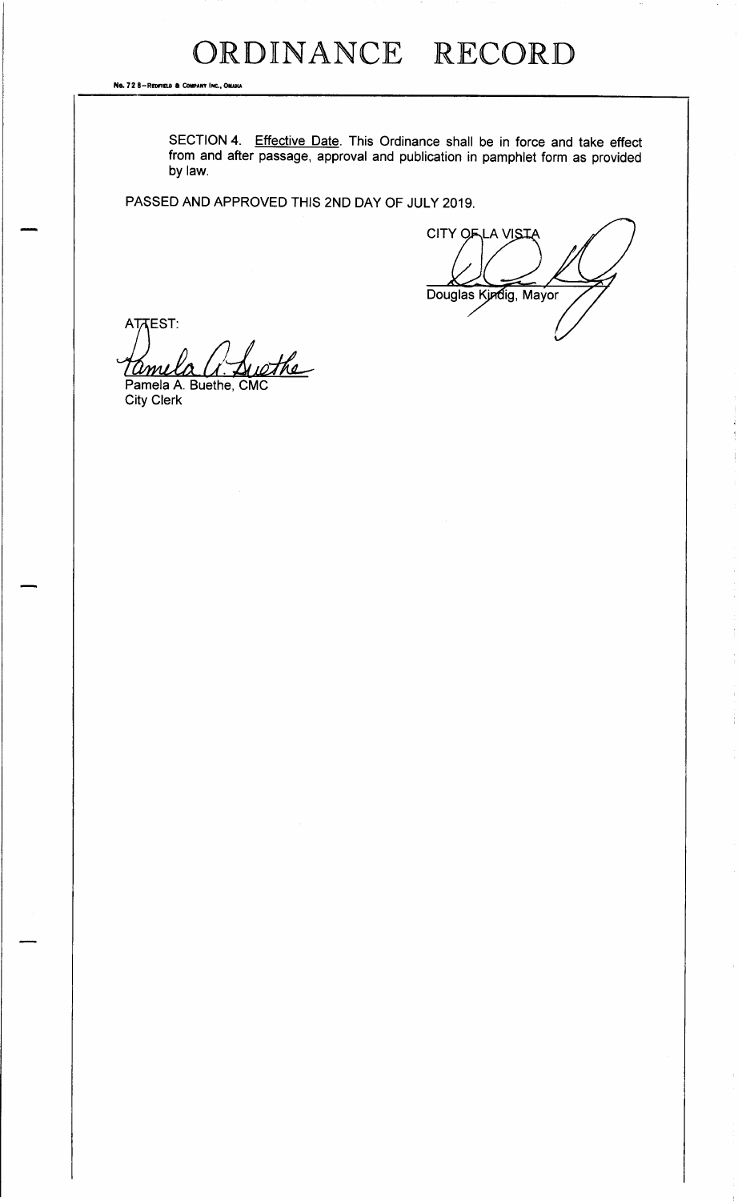# ORDINANCE RECORD

No. 72 8—REDFIELD & COMPANY INC., OMAHA

SECTION 4. Effective Date. This Ordinance shall be in force and take effect from and after passage, approval and publication in pamphlet form as provided by law.

PASSED AND APPROVED THIS 2ND DAY OF JULY 2019.

CITY OF LA VISTA

Douglas Kindig, Mayor

ATTEST:

Pamela A. Buethe, CMC
City Clerk